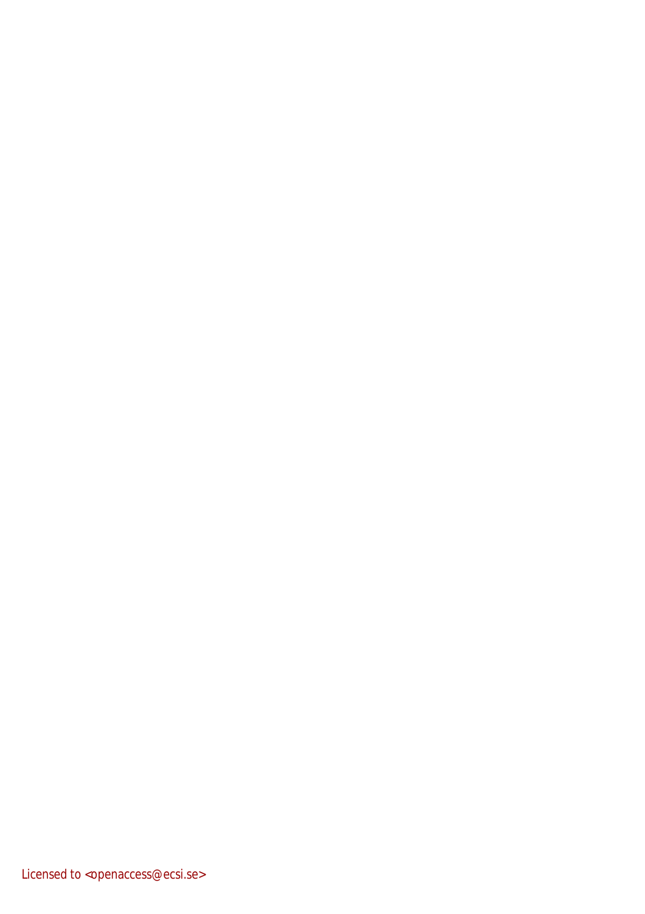Licensed to <openaccess@ecsi.se>